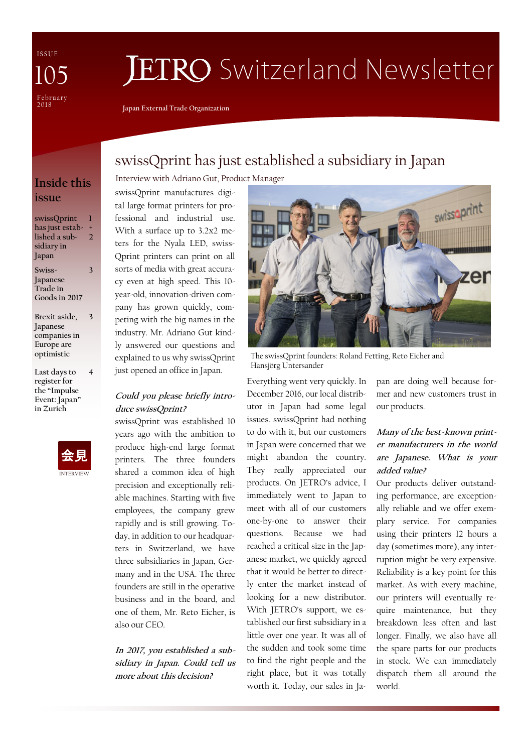# JETRO Switzerland Newsletter

ISSUE 105
February 2018

Japan External Trade Organization

## Inside this issue

- swissQprint has just established a subsidiary in Japan — 1 + 2
- Swiss-Japanese Trade in Goods in 2017 — 3
- Brexit aside, Japanese companies in Europe are optimistic — 3
- Last days to register for the "Impulse Event: Japan" in Zurich — 4

会見 INTERVIEW

# swissQprint has just established a subsidiary in Japan

Interview with Adriano Gut, Product Manager

swissQprint manufactures digital large format printers for professional and industrial use. With a surface up to 3.2x2 meters for the Nyala LED, swissQprint printers can print on all sorts of media with great accuracy even at high speed. This 10-year-old, innovation-driven company has grown quickly, competing with the big names in the industry. Mr. Adriano Gut kindly answered our questions and explained to us why swissQprint just opened an office in Japan.

The swissQprint founders: Roland Fetting, Reto Eicher and Hansjörg Untersander

***Could you please briefly introduce swissQprint?***

swissQprint was established 10 years ago with the ambition to produce high-end large format printers. The three founders shared a common idea of high precision and exceptionally reliable machines. Starting with five employees, the company grew rapidly and is still growing. Today, in addition to our headquarters in Switzerland, we have three subsidiaries in Japan, Germany and in the USA. The three founders are still in the operative business and in the board, and one of them, Mr. Reto Eicher, is also our CEO.

***In 2017, you established a subsidiary in Japan. Could tell us more about this decision?***

Everything went very quickly. In December 2016, our local distributor in Japan had some legal issues. swissQprint had nothing to do with it, but our customers in Japan were concerned that we might abandon the country. They really appreciated our products. On JETRO's advice, I immediately went to Japan to meet with all of our customers one-by-one to answer their questions. Because we had reached a critical size in the Japanese market, we quickly agreed that it would be better to directly enter the market instead of looking for a new distributor. With JETRO's support, we established our first subsidiary in a little over one year. It was all of the sudden and took some time to find the right people and the right place, but it was totally worth it. Today, our sales in Japan are doing well because former and new customers trust in our products.

***Many of the best-known printer manufacturers in the world are Japanese. What is your added value?***

Our products deliver outstanding performance, are exceptionally reliable and we offer exemplary service. For companies using their printers 12 hours a day (sometimes more), any interruption might be very expensive. Reliability is a key point for this market. As with every machine, our printers will eventually require maintenance, but they breakdown less often and last longer. Finally, we also have all the spare parts for our products in stock. We can immediately dispatch them all around the world.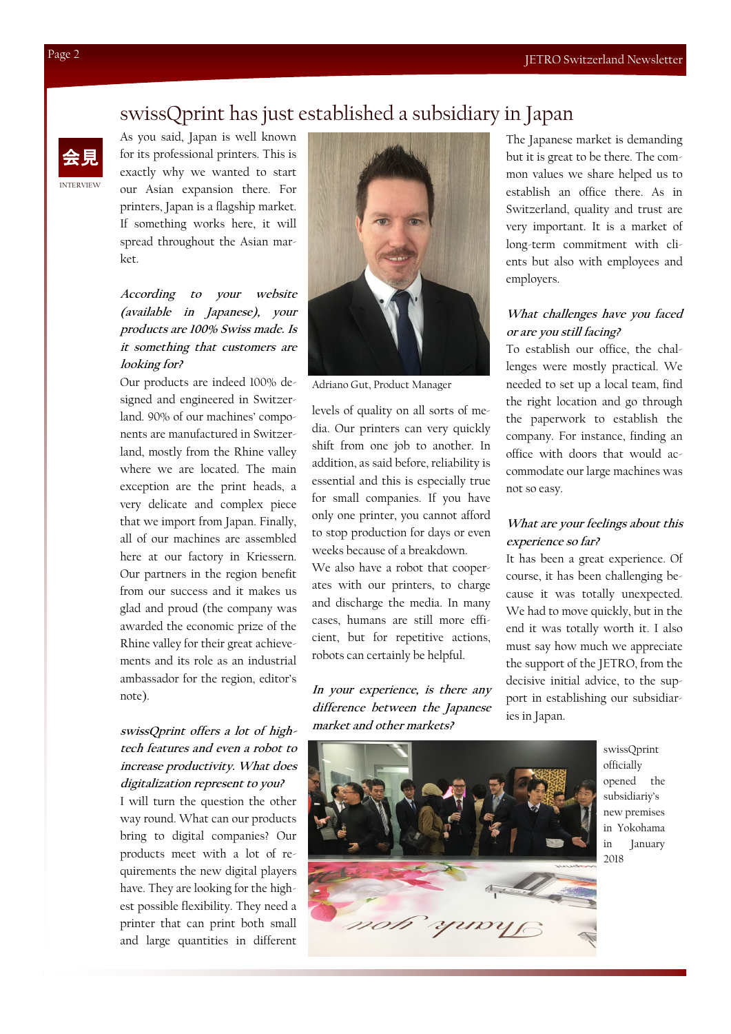# swissQprint has just established a subsidiary in Japan

会見

INTERVIEW

As you said, Japan is well known for its professional printers. This is exactly why we wanted to start our Asian expansion there. For printers, Japan is a flagship market. If something works here, it will spread throughout the Asian market.

***According to your website (available in Japanese), your products are 100% Swiss made. Is it something that customers are looking for?***

Our products are indeed 100% designed and engineered in Switzerland. 90% of our machines' components are manufactured in Switzerland, mostly from the Rhine valley where we are located. The main exception are the print heads, a very delicate and complex piece that we import from Japan. Finally, all of our machines are assembled here at our factory in Kriessern. Our partners in the region benefit from our success and it makes us glad and proud (the company was awarded the economic prize of the Rhine valley for their great achievements and its role as an industrial ambassador for the region, editor's note).

***swissQprint offers a lot of high-tech features and even a robot to increase productivity. What does digitalization represent to you?***

I will turn the question the other way round. What can our products bring to digital companies? Our products meet with a lot of requirements the new digital players have. They are looking for the highest possible flexibility. They need a printer that can print both small and large quantities in different levels of quality on all sorts of media. Our printers can very quickly shift from one job to another. In addition, as said before, reliability is essential and this is especially true for small companies. If you have only one printer, you cannot afford to stop production for days or even weeks because of a breakdown.

We also have a robot that cooperates with our printers, to charge and discharge the media. In many cases, humans are still more efficient, but for repetitive actions, robots can certainly be helpful.

Adriano Gut, Product Manager

***In your experience, is there any difference between the Japanese market and other markets?***

The Japanese market is demanding but it is great to be there. The common values we share helped us to establish an office there. As in Switzerland, quality and trust are very important. It is a market of long-term commitment with clients but also with employees and employers.

***What challenges have you faced or are you still facing?***

To establish our office, the challenges were mostly practical. We needed to set up a local team, find the right location and go through the paperwork to establish the company. For instance, finding an office with doors that would accommodate our large machines was not so easy.

***What are your feelings about this experience so far?***

It has been a great experience. Of course, it has been challenging because it was totally unexpected. We had to move quickly, but in the end it was totally worth it. I also must say how much we appreciate the support of the JETRO, from the decisive initial advice, to the support in establishing our subsidiaries in Japan.

swissQprint officially opened the subsidiary's new premises in Yokohama in January 2018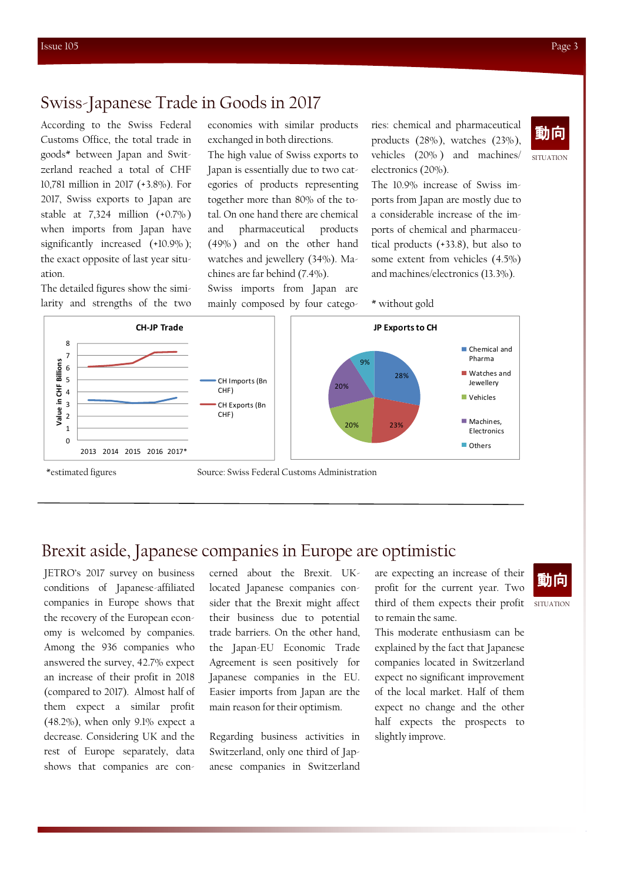# Swiss-Japanese Trade in Goods in 2017

動向 SITUATION

According to the Swiss Federal Customs Office, the total trade in goods* between Japan and Switzerland reached a total of CHF 10,781 million in 2017 (+3.8%). For 2017, Swiss exports to Japan are stable at 7,324 million (+0.7%) when imports from Japan have significantly increased (+10.9%); the exact opposite of last year situation.

The detailed figures show the similarity and strengths of the two economies with similar products exchanged in both directions.

The high value of Swiss exports to Japan is essentially due to two categories of products representing together more than 80% of the total. On one hand there are chemical and pharmaceutical products (49%) and on the other hand watches and jewellery (34%). Machines are far behind (7.4%).

Swiss imports from Japan are mainly composed by four categories: chemical and pharmaceutical products (28%), watches (23%), vehicles (20%) and machines/ electronics (20%).

The 10.9% increase of Swiss imports from Japan are mostly due to a considerable increase of the imports of chemical and pharmaceutical products (+33.8), but also to some extent from vehicles (4.5%) and machines/electronics (13.3%).

\* without gold

**CH-JP Trade**

Value in CHF Billions; years 2013, 2014, 2015, 2016, 2017*; series: CH Imports (Bn CHF), CH Exports (Bn CHF)

**JP Exports to CH**

| Category | Share |
|---|---|
| Chemical and Pharma | 28% |
| Watches and Jewellery | 23% |
| Vehicles | 20% |
| Machines, Electronics | 20% |
| Others | 9% |

*estimated figures

Source: Swiss Federal Customs Administration

# Brexit aside, Japanese companies in Europe are optimistic

動向 SITUATION

JETRO's 2017 survey on business conditions of Japanese-affiliated companies in Europe shows that the recovery of the European economy is welcomed by companies. Among the 936 companies who answered the survey, 42.7% expect an increase of their profit in 2018 (compared to 2017). Almost half of them expect a similar profit (48.2%), when only 9.1% expect a decrease. Considering UK and the rest of Europe separately, data shows that companies are concerned about the Brexit. UK-located Japanese companies consider that the Brexit might affect their business due to potential trade barriers. On the other hand, the Japan-EU Economic Trade Agreement is seen positively for Japanese companies in the EU. Easier imports from Japan are the main reason for their optimism.

Regarding business activities in Switzerland, only one third of Japanese companies in Switzerland are expecting an increase of their profit for the current year. Two third of them expects their profit to remain the same.

This moderate enthusiasm can be explained by the fact that Japanese companies located in Switzerland expect no significant improvement of the local market. Half of them expect no change and the other half expects the prospects to slightly improve.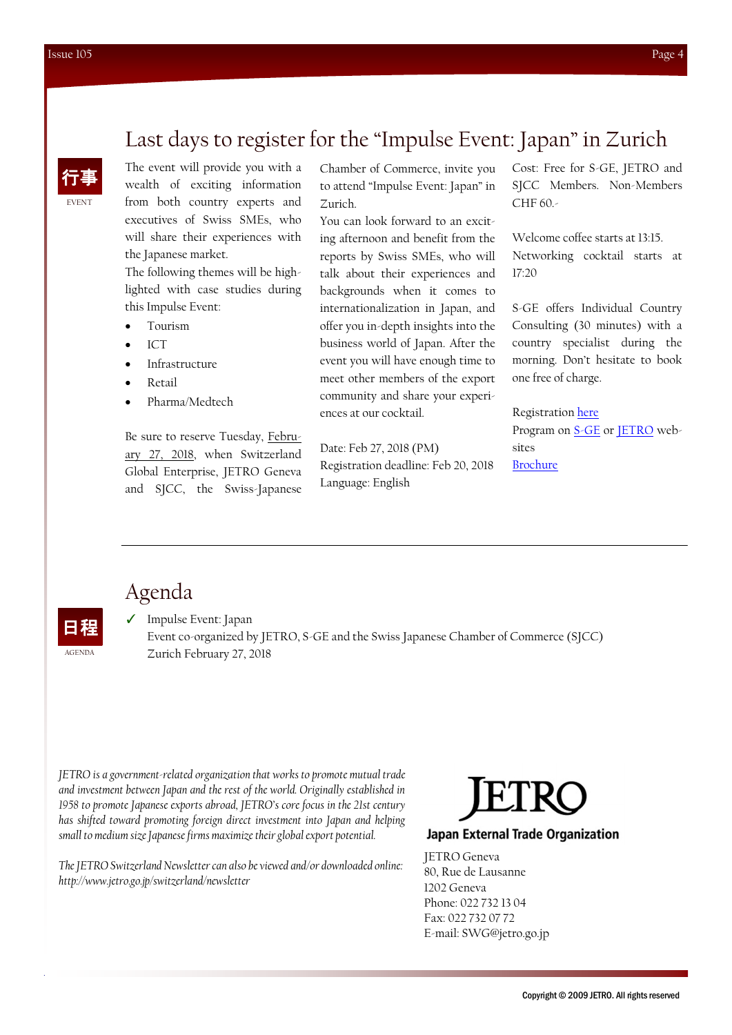# Last days to register for the “Impulse Event: Japan” in Zurich

行事

EVENT

The event will provide you with a wealth of exciting information from both country experts and executives of Swiss SMEs, who will share their experiences with the Japanese market.

The following themes will be highlighted with case studies during this Impulse Event:

- Tourism
- ICT
- Infrastructure
- Retail
- Pharma/Medtech

Be sure to reserve Tuesday, February 27, 2018, when Switzerland Global Enterprise, JETRO Geneva and SJCC, the Swiss-Japanese Chamber of Commerce, invite you to attend “Impulse Event: Japan” in Zurich.

You can look forward to an exciting afternoon and benefit from the reports by Swiss SMEs, who will talk about their experiences and backgrounds when it comes to internationalization in Japan, and offer you in-depth insights into the business world of Japan. After the event you will have enough time to meet other members of the export community and share your experiences at our cocktail.

Date: Feb 27, 2018 (PM)
Registration deadline: Feb 20, 2018
Language: English

Cost: Free for S-GE, JETRO and SJCC Members. Non-Members CHF 60.-

Welcome coffee starts at 13:15.
Networking cocktail starts at 17:20

S-GE offers Individual Country Consulting (30 minutes) with a country specialist during the morning. Don’t hesitate to book one free of charge.

Registration here
Program on S-GE or JETRO websites
Brochure

---

# Agenda

日程

AGENDA

✓ Impulse Event: Japan
Event co-organized by JETRO, S-GE and the Swiss Japanese Chamber of Commerce (SJCC)
Zurich February 27, 2018

*JETRO is a government-related organization that works to promote mutual trade and investment between Japan and the rest of the world. Originally established in 1958 to promote Japanese exports abroad, JETRO’s core focus in the 21st century has shifted toward promoting foreign direct investment into Japan and helping small to medium size Japanese firms maximize their global export potential.*

*The JETRO Switzerland Newsletter can also be viewed and/or downloaded online: http://www.jetro.go.jp/switzerland/newsletter*

JETRO
Japan External Trade Organization

JETRO Geneva
80, Rue de Lausanne
1202 Geneva
Phone: 022 732 13 04
Fax: 022 732 07 72
E-mail: SWG@jetro.go.jp

Copyright © 2009 JETRO. All rights reserved